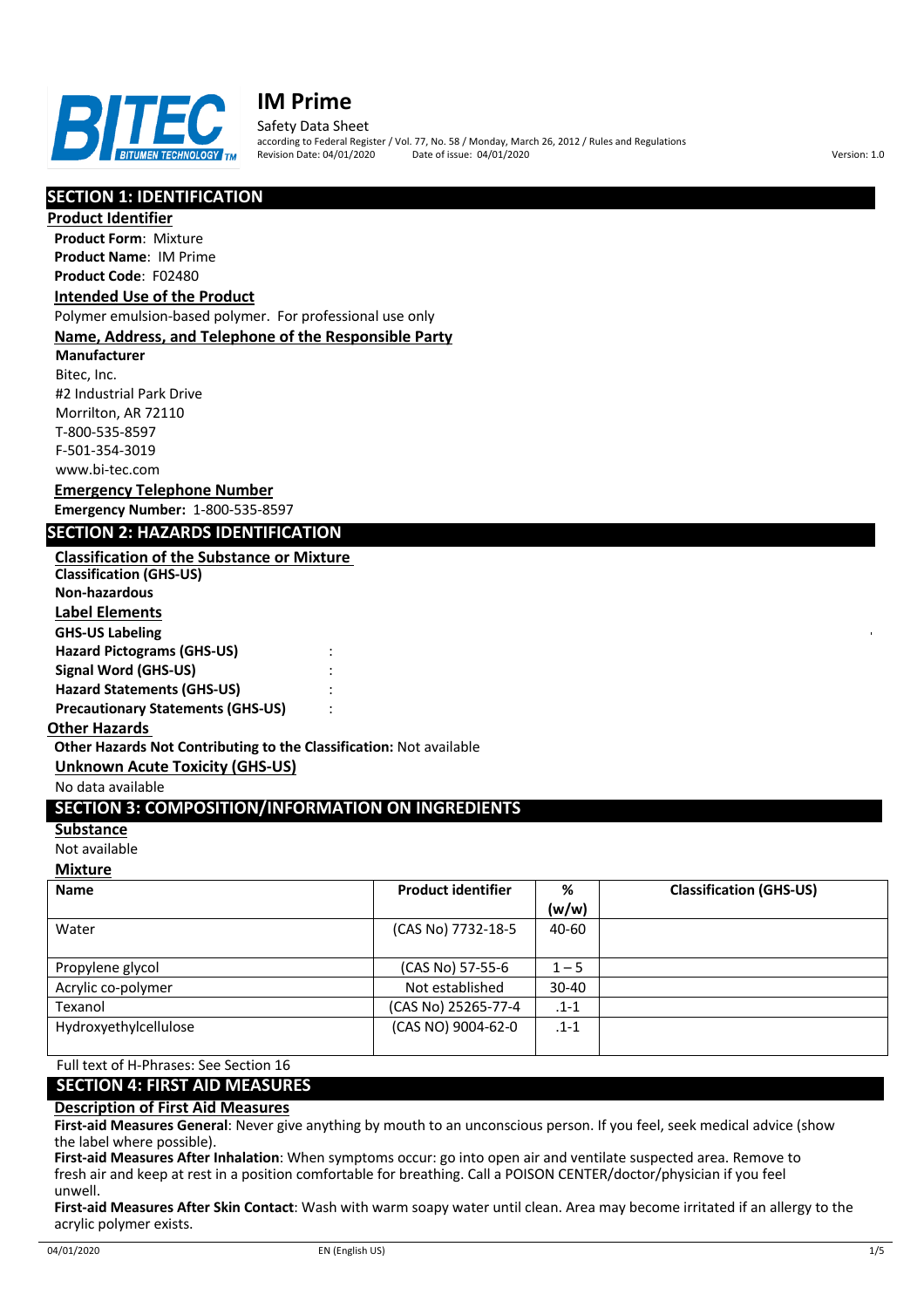# IM Prime

Safety Data Sheet

according to Federal Register / Vol. 77, No. 58 / Monday, March 26, 2012 / Rules and Regulations

Revision Date: 04/01/2020 Date of issue: 04/01/2020 Version: 1.0

## SECTION 1: IDENTIFICATION

### Product Identifier

**Product Form**: Mixture

**Product Name**: IM Prime

**Product Code**: F02480

### Intended Use of the Product

Polymer emulsion-based polymer. For professional use only

### Name, Address, and Telephone of the Responsible Party

**Manufacturer**

Bitec, Inc.
#2 Industrial Park Drive
Morrilton, AR 72110
T-800-535-8597
F-501-354-3019
www.bi-tec.com

### Emergency Telephone Number

**Emergency Number:** 1-800-535-8597

## SECTION 2: HAZARDS IDENTIFICATION

### Classification of the Substance or Mixture

**Classification (GHS-US)**

**Non-hazardous**

### Label Elements

**GHS-US Labeling**

**Hazard Pictograms (GHS-US)** :

**Signal Word (GHS-US)** :

**Hazard Statements (GHS-US)** :

**Precautionary Statements (GHS-US)** :

### Other Hazards

**Other Hazards Not Contributing to the Classification:** Not available

### Unknown Acute Toxicity (GHS-US)

No data available

## SECTION 3: COMPOSITION/INFORMATION ON INGREDIENTS

### Substance

Not available

### Mixture

| Name | Product identifier | % (w/w) | Classification (GHS-US) |
|---|---|---|---|
| Water | (CAS No) 7732-18-5 | 40-60 | |
| Propylene glycol | (CAS No) 57-55-6 | 1 – 5 | |
| Acrylic co-polymer | Not established | 30-40 | |
| Texanol | (CAS No) 25265-77-4 | .1-1 | |
| Hydroxyethylcellulose | (CAS NO) 9004-62-0 | .1-1 | |

Full text of H-Phrases: See Section 16

## SECTION 4: FIRST AID MEASURES

### Description of First Aid Measures

**First-aid Measures General**: Never give anything by mouth to an unconscious person. If you feel, seek medical advice (show the label where possible).

**First-aid Measures After Inhalation**: When symptoms occur: go into open air and ventilate suspected area. Remove to fresh air and keep at rest in a position comfortable for breathing. Call a POISON CENTER/doctor/physician if you feel unwell.

**First-aid Measures After Skin Contact**: Wash with warm soapy water until clean. Area may become irritated if an allergy to the acrylic polymer exists.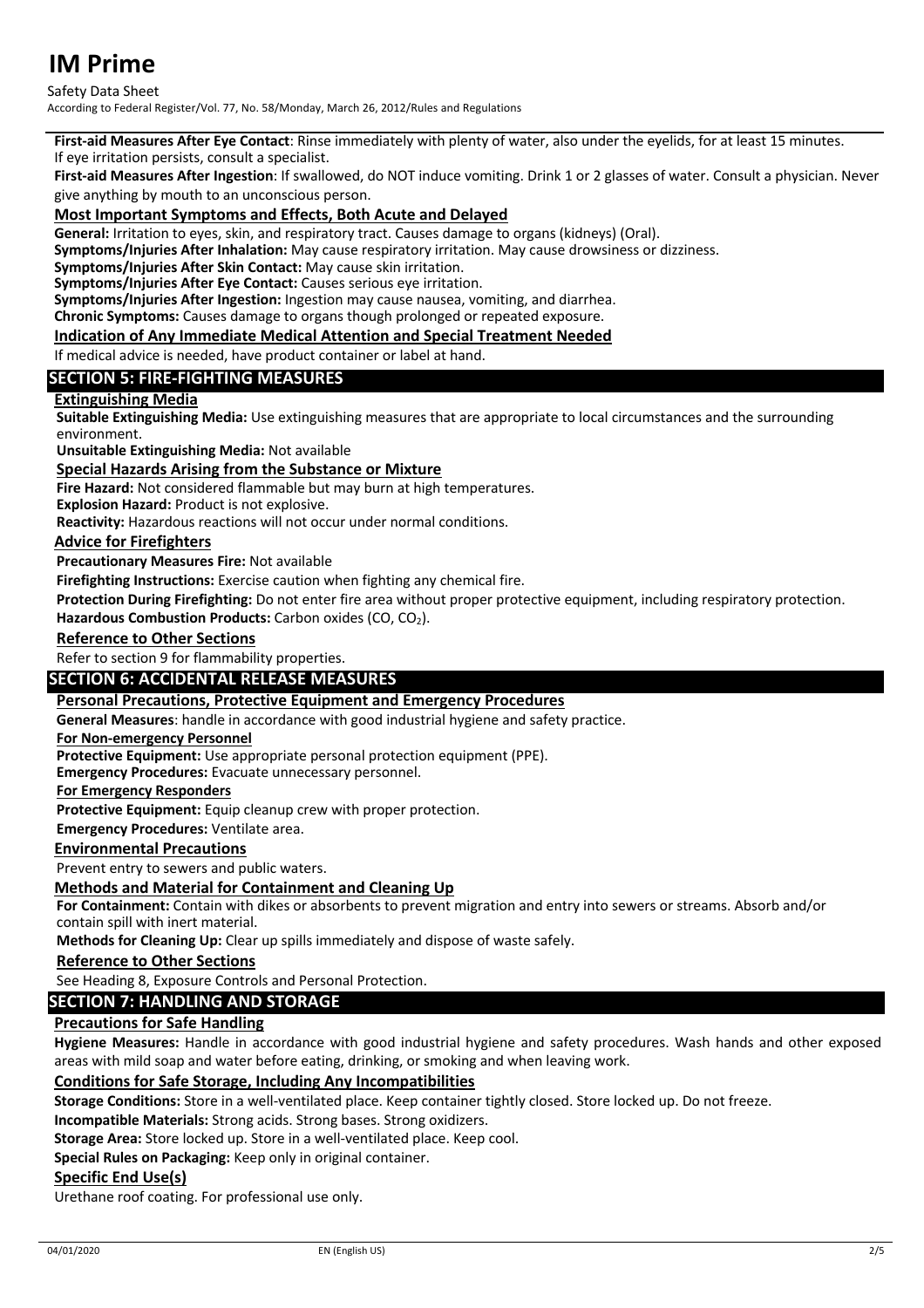**First-aid Measures After Eye Contact**: Rinse immediately with plenty of water, also under the eyelids, for at least 15 minutes. If eye irritation persists, consult a specialist.

**First-aid Measures After Ingestion**: If swallowed, do NOT induce vomiting. Drink 1 or 2 glasses of water. Consult a physician. Never give anything by mouth to an unconscious person.

### Most Important Symptoms and Effects, Both Acute and Delayed

**General:** Irritation to eyes, skin, and respiratory tract. Causes damage to organs (kidneys) (Oral).

**Symptoms/Injuries After Inhalation:** May cause respiratory irritation. May cause drowsiness or dizziness.

**Symptoms/Injuries After Skin Contact:** May cause skin irritation.

**Symptoms/Injuries After Eye Contact:** Causes serious eye irritation.

**Symptoms/Injuries After Ingestion:** Ingestion may cause nausea, vomiting, and diarrhea.

**Chronic Symptoms:** Causes damage to organs though prolonged or repeated exposure.

### Indication of Any Immediate Medical Attention and Special Treatment Needed

If medical advice is needed, have product container or label at hand.

## SECTION 5: FIRE-FIGHTING MEASURES

### Extinguishing Media

**Suitable Extinguishing Media:** Use extinguishing measures that are appropriate to local circumstances and the surrounding environment.

**Unsuitable Extinguishing Media:** Not available

### Special Hazards Arising from the Substance or Mixture

**Fire Hazard:** Not considered flammable but may burn at high temperatures.

**Explosion Hazard:** Product is not explosive.

**Reactivity:** Hazardous reactions will not occur under normal conditions.

### Advice for Firefighters

**Precautionary Measures Fire:** Not available

**Firefighting Instructions:** Exercise caution when fighting any chemical fire.

**Protection During Firefighting:** Do not enter fire area without proper protective equipment, including respiratory protection.

**Hazardous Combustion Products:** Carbon oxides (CO, $CO_2$).

### Reference to Other Sections

Refer to section 9 for flammability properties.

## SECTION 6: ACCIDENTAL RELEASE MEASURES

### Personal Precautions, Protective Equipment and Emergency Procedures

**General Measures**: handle in accordance with good industrial hygiene and safety practice.

**For Non-emergency Personnel**

**Protective Equipment:** Use appropriate personal protection equipment (PPE).

**Emergency Procedures:** Evacuate unnecessary personnel.

**For Emergency Responders**

**Protective Equipment:** Equip cleanup crew with proper protection.

**Emergency Procedures:** Ventilate area.

### Environmental Precautions

Prevent entry to sewers and public waters.

### Methods and Material for Containment and Cleaning Up

**For Containment:** Contain with dikes or absorbents to prevent migration and entry into sewers or streams. Absorb and/or contain spill with inert material.

**Methods for Cleaning Up:** Clear up spills immediately and dispose of waste safely.

### Reference to Other Sections

See Heading 8, Exposure Controls and Personal Protection.

## SECTION 7: HANDLING AND STORAGE

### Precautions for Safe Handling

**Hygiene Measures:** Handle in accordance with good industrial hygiene and safety procedures. Wash hands and other exposed areas with mild soap and water before eating, drinking, or smoking and when leaving work.

### Conditions for Safe Storage, Including Any Incompatibilities

**Storage Conditions:** Store in a well-ventilated place. Keep container tightly closed. Store locked up. Do not freeze.

**Incompatible Materials:** Strong acids. Strong bases. Strong oxidizers.

**Storage Area:** Store locked up. Store in a well-ventilated place. Keep cool.

**Special Rules on Packaging:** Keep only in original container.

### Specific End Use(s)

Urethane roof coating. For professional use only.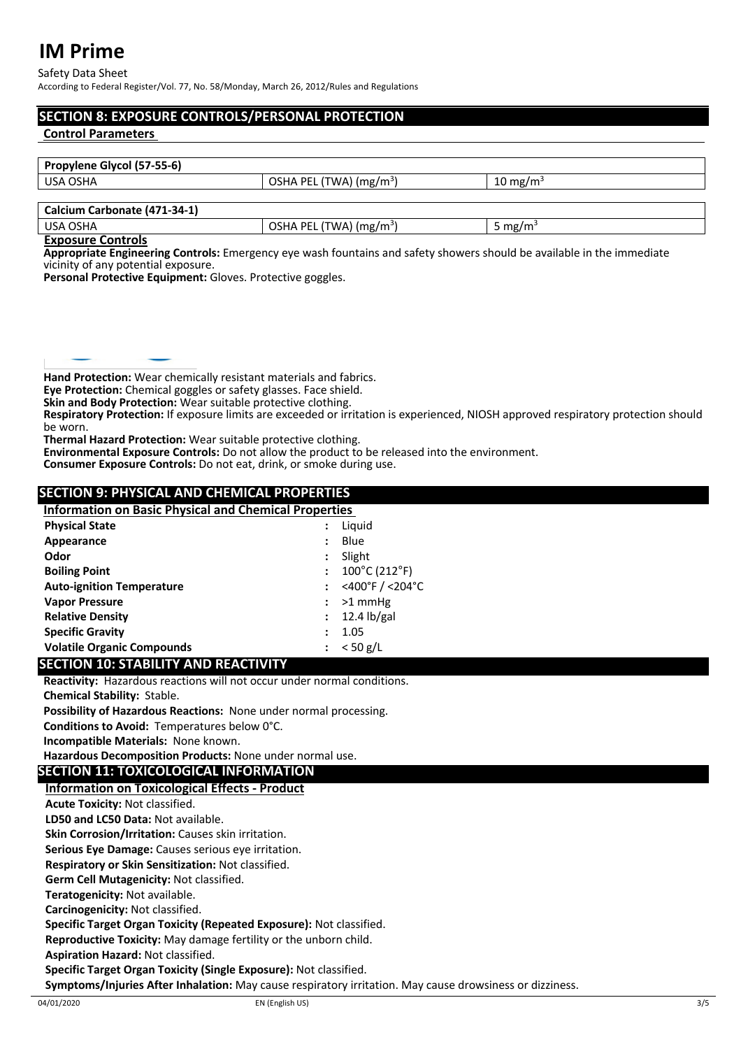## SECTION 8: EXPOSURE CONTROLS/PERSONAL PROTECTION

### Control Parameters

| Propylene Glycol (57-55-6) | | |
|---|---|---|
| USA OSHA | OSHA PEL (TWA) (mg/m$^3$) | 10 mg/m$^3$ |

| Calcium Carbonate (471-34-1) | | |
|---|---|---|
| USA OSHA | OSHA PEL (TWA) (mg/m$^3$) | 5 mg/m$^3$ |

### Exposure Controls

**Appropriate Engineering Controls:** Emergency eye wash fountains and safety showers should be available in the immediate vicinity of any potential exposure.

**Personal Protective Equipment:** Gloves. Protective goggles.

**Hand Protection:** Wear chemically resistant materials and fabrics.

**Eye Protection:** Chemical goggles or safety glasses. Face shield.

**Skin and Body Protection:** Wear suitable protective clothing.

**Respiratory Protection:** If exposure limits are exceeded or irritation is experienced, NIOSH approved respiratory protection should be worn.

**Thermal Hazard Protection:** Wear suitable protective clothing.

**Environmental Exposure Controls:** Do not allow the product to be released into the environment.

**Consumer Exposure Controls:** Do not eat, drink, or smoke during use.

## SECTION 9: PHYSICAL AND CHEMICAL PROPERTIES

### Information on Basic Physical and Chemical Properties

| Property | | Value |
|---|---|---|
| **Physical State** | : | Liquid |
| **Appearance** | : | Blue |
| **Odor** | : | Slight |
| **Boiling Point** | : | 100°C (212°F) |
| **Auto-ignition Temperature** | : | <400°F / <204°C |
| **Vapor Pressure** | : | >1 mmHg |
| **Relative Density** | : | 12.4 lb/gal |
| **Specific Gravity** | : | 1.05 |
| **Volatile Organic Compounds** | : | < 50 g/L |

## SECTION 10: STABILITY AND REACTIVITY

**Reactivity:** Hazardous reactions will not occur under normal conditions.

**Chemical Stability:** Stable.

**Possibility of Hazardous Reactions:** None under normal processing.

**Conditions to Avoid:** Temperatures below 0°C.

**Incompatible Materials:** None known.

**Hazardous Decomposition Products:** None under normal use.

## SECTION 11: TOXICOLOGICAL INFORMATION

### Information on Toxicological Effects - Product

**Acute Toxicity:** Not classified.

**LD50 and LC50 Data:** Not available.

**Skin Corrosion/Irritation:** Causes skin irritation.

**Serious Eye Damage:** Causes serious eye irritation.

**Respiratory or Skin Sensitization:** Not classified.

**Germ Cell Mutagenicity:** Not classified.

**Teratogenicity:** Not available.

**Carcinogenicity:** Not classified.

**Specific Target Organ Toxicity (Repeated Exposure):** Not classified.

**Reproductive Toxicity:** May damage fertility or the unborn child.

**Aspiration Hazard:** Not classified.

**Specific Target Organ Toxicity (Single Exposure):** Not classified.

**Symptoms/Injuries After Inhalation:** May cause respiratory irritation. May cause drowsiness or dizziness.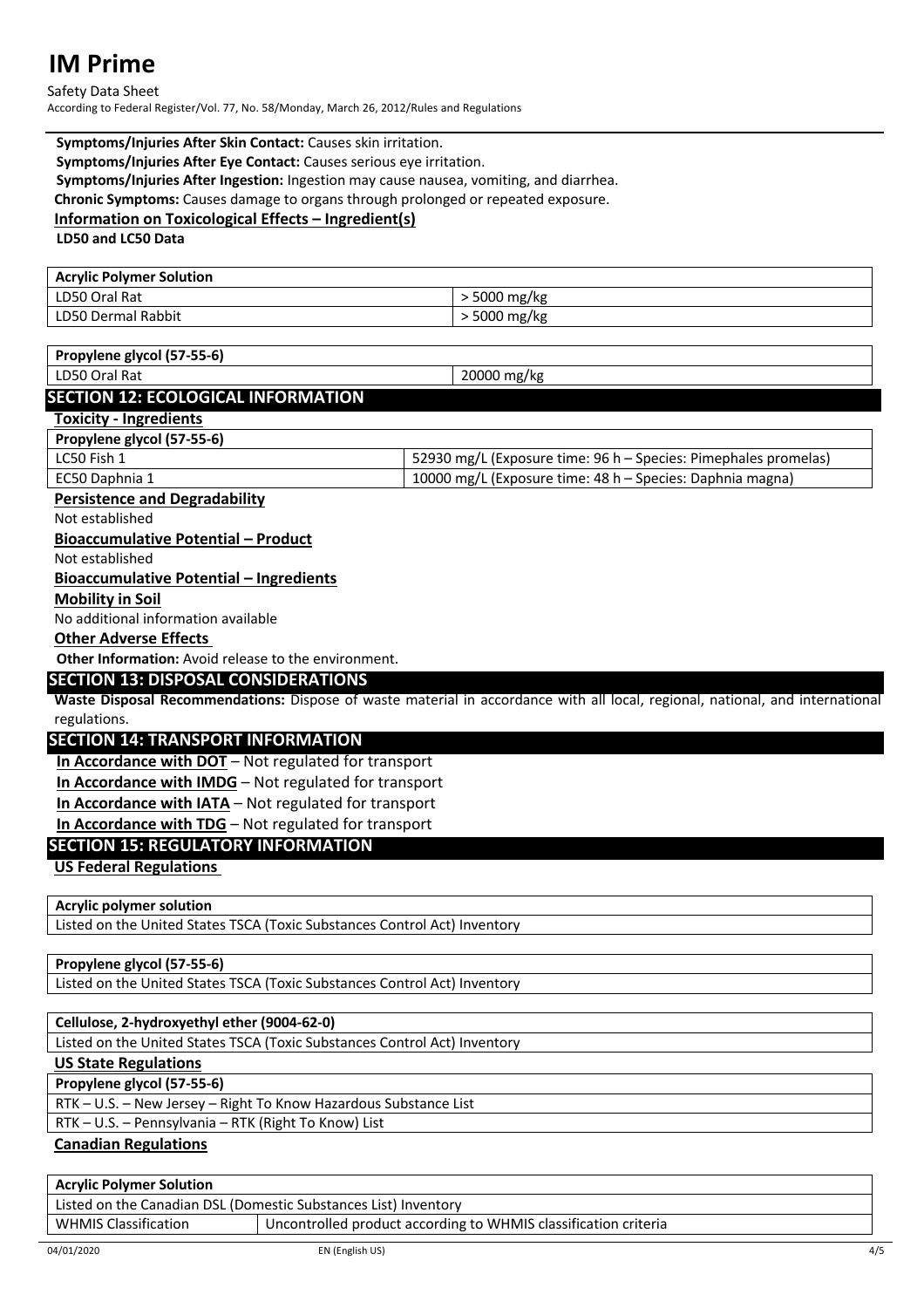**Symptoms/Injuries After Skin Contact:** Causes skin irritation.

**Symptoms/Injuries After Eye Contact:** Causes serious eye irritation.

**Symptoms/Injuries After Ingestion:** Ingestion may cause nausea, vomiting, and diarrhea.

**Chronic Symptoms:** Causes damage to organs through prolonged or repeated exposure.

**Information on Toxicological Effects – Ingredient(s)**

**LD50 and LC50 Data**

| **Acrylic Polymer Solution** | |
|---|---|
| LD50 Oral Rat | > 5000 mg/kg |
| LD50 Dermal Rabbit | > 5000 mg/kg |

| **Propylene glycol (57-55-6)** | |
|---|---|
| LD50 Oral Rat | 20000 mg/kg |

## SECTION 12: ECOLOGICAL INFORMATION

**Toxicity - Ingredients**

| **Propylene glycol (57-55-6)** | |
|---|---|
| LC50 Fish 1 | 52930 mg/L (Exposure time: 96 h – Species: Pimephales promelas) |
| EC50 Daphnia 1 | 10000 mg/L (Exposure time: 48 h – Species: Daphnia magna) |

**Persistence and Degradability**

Not established

**Bioaccumulative Potential – Product**

Not established

**Bioaccumulative Potential – Ingredients**

**Mobility in Soil**

No additional information available

**Other Adverse Effects**

**Other Information:** Avoid release to the environment.

## SECTION 13: DISPOSAL CONSIDERATIONS

**Waste Disposal Recommendations:** Dispose of waste material in accordance with all local, regional, national, and international regulations.

## SECTION 14: TRANSPORT INFORMATION

**In Accordance with DOT** – Not regulated for transport

**In Accordance with IMDG** – Not regulated for transport

**In Accordance with IATA** – Not regulated for transport

**In Accordance with TDG** – Not regulated for transport

## SECTION 15: REGULATORY INFORMATION

**US Federal Regulations**

| **Acrylic polymer solution** |
|---|
| Listed on the United States TSCA (Toxic Substances Control Act) Inventory |

| **Propylene glycol (57-55-6)** |
|---|
| Listed on the United States TSCA (Toxic Substances Control Act) Inventory |

| **Cellulose, 2-hydroxyethyl ether (9004-62-0)** |
|---|
| Listed on the United States TSCA (Toxic Substances Control Act) Inventory |

**US State Regulations**

| **Propylene glycol (57-55-6)** |
|---|
| RTK – U.S. – New Jersey – Right To Know Hazardous Substance List |
| RTK – U.S. – Pennsylvania – RTK (Right To Know) List |

**Canadian Regulations**

| **Acrylic Polymer Solution** | |
|---|---|
| Listed on the Canadian DSL (Domestic Substances List) Inventory | |
| WHMIS Classification | Uncontrolled product according to WHMIS classification criteria |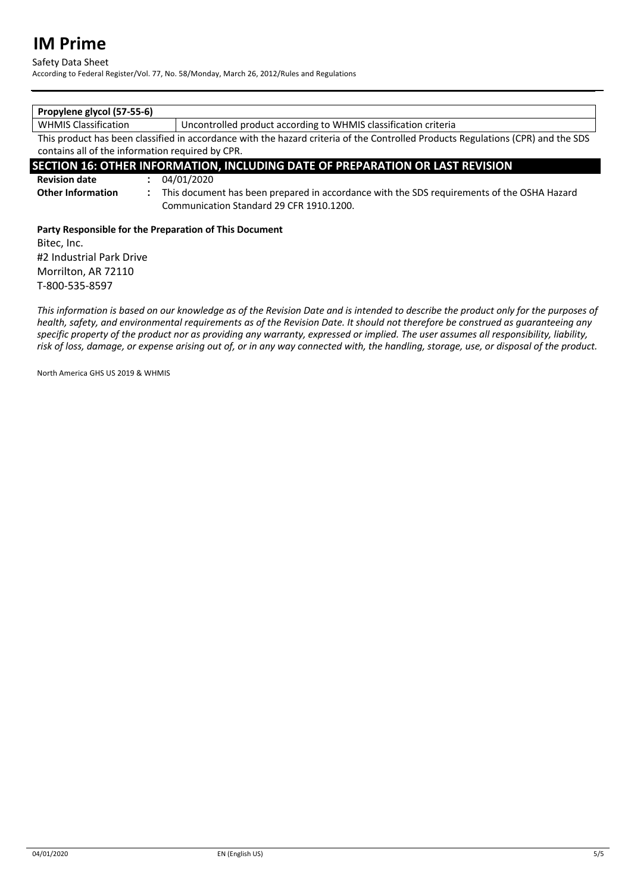| Propylene glycol (57-55-6) | |
|---|---|
| WHMIS Classification | Uncontrolled product according to WHMIS classification criteria |

This product has been classified in accordance with the hazard criteria of the Controlled Products Regulations (CPR) and the SDS contains all of the information required by CPR.

## SECTION 16: OTHER INFORMATION, INCLUDING DATE OF PREPARATION OR LAST REVISION

**Revision date** : 04/01/2020

**Other Information** : This document has been prepared in accordance with the SDS requirements of the OSHA Hazard Communication Standard 29 CFR 1910.1200.

**Party Responsible for the Preparation of This Document**

Bitec, Inc.
#2 Industrial Park Drive
Morrilton, AR 72110
T-800-535-8597

*This information is based on our knowledge as of the Revision Date and is intended to describe the product only for the purposes of health, safety, and environmental requirements as of the Revision Date. It should not therefore be construed as guaranteeing any specific property of the product nor as providing any warranty, expressed or implied. The user assumes all responsibility, liability, risk of loss, damage, or expense arising out of, or in any way connected with, the handling, storage, use, or disposal of the product.*

North America GHS US 2019 & WHMIS